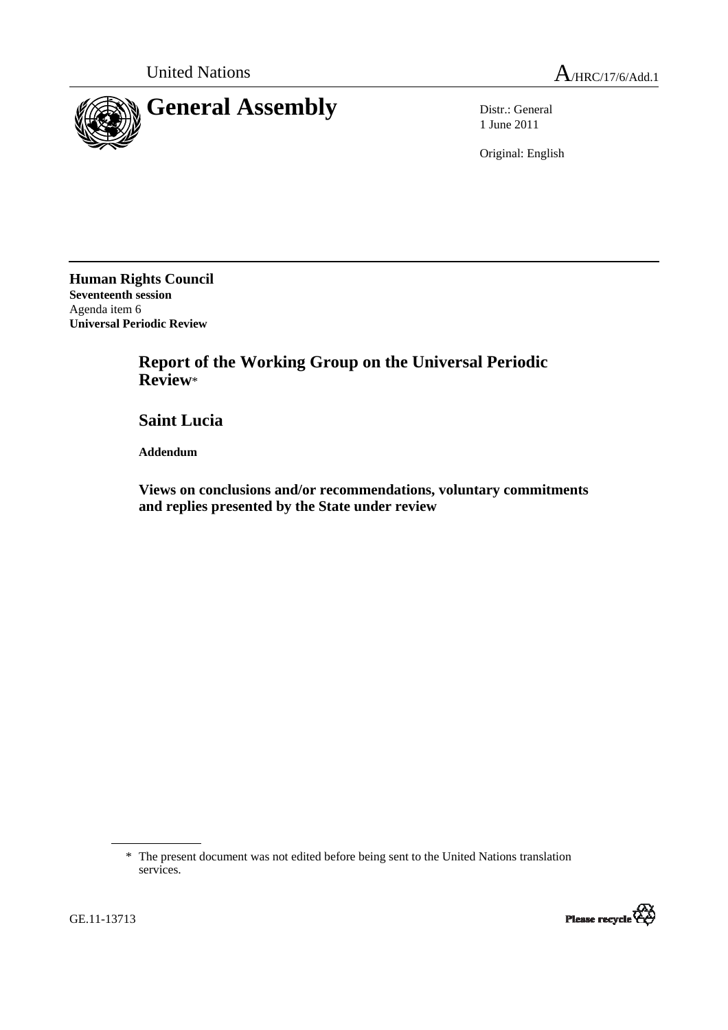United Nations

A/HRC/17/6/Add.1

# General Assembly

Distr.: General
1 June 2011

Original: English

**Human Rights Council**
**Seventeenth session**
Agenda item 6
**Universal Periodic Review**

## Report of the Working Group on the Universal Periodic Review*

## Saint Lucia

**Addendum**

### Views on conclusions and/or recommendations, voluntary commitments and replies presented by the State under review

---

\* The present document was not edited before being sent to the United Nations translation services.

GE.11-13713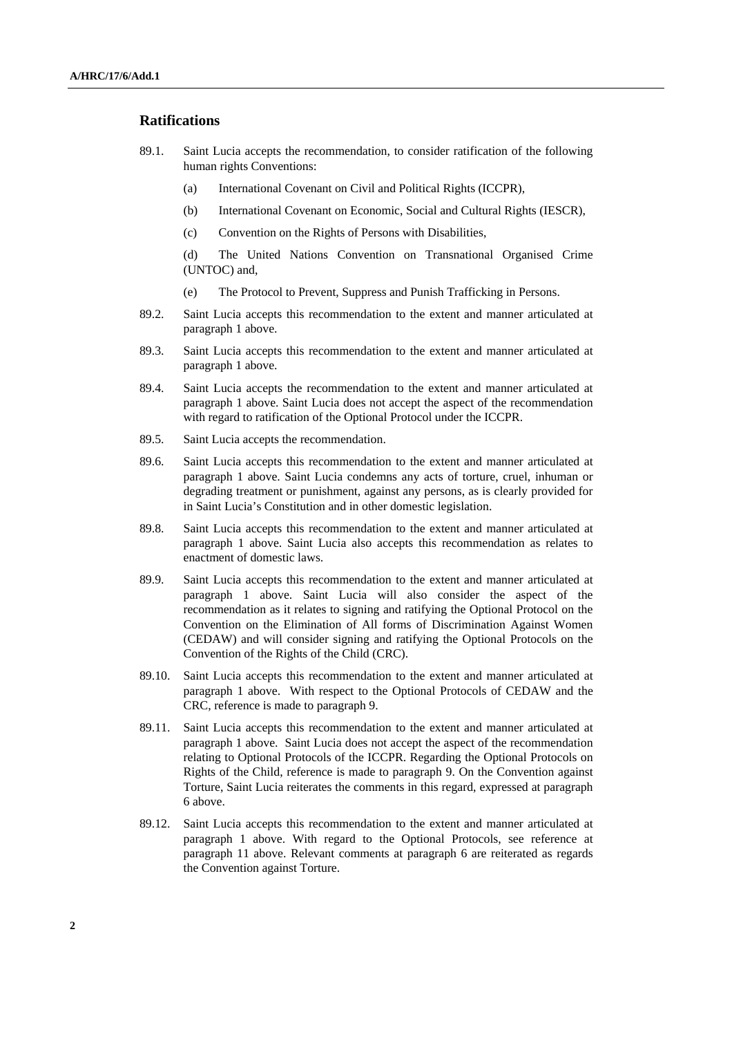## Ratifications

89.1. Saint Lucia accepts the recommendation, to consider ratification of the following human rights Conventions:

(a) International Covenant on Civil and Political Rights (ICCPR),

(b) International Covenant on Economic, Social and Cultural Rights (IESCR),

(c) Convention on the Rights of Persons with Disabilities,

(d) The United Nations Convention on Transnational Organised Crime (UNTOC) and,

(e) The Protocol to Prevent, Suppress and Punish Trafficking in Persons.

89.2. Saint Lucia accepts this recommendation to the extent and manner articulated at paragraph 1 above.

89.3. Saint Lucia accepts this recommendation to the extent and manner articulated at paragraph 1 above.

89.4. Saint Lucia accepts the recommendation to the extent and manner articulated at paragraph 1 above. Saint Lucia does not accept the aspect of the recommendation with regard to ratification of the Optional Protocol under the ICCPR.

89.5. Saint Lucia accepts the recommendation.

89.6. Saint Lucia accepts this recommendation to the extent and manner articulated at paragraph 1 above. Saint Lucia condemns any acts of torture, cruel, inhuman or degrading treatment or punishment, against any persons, as is clearly provided for in Saint Lucia's Constitution and in other domestic legislation.

89.8. Saint Lucia accepts this recommendation to the extent and manner articulated at paragraph 1 above. Saint Lucia also accepts this recommendation as relates to enactment of domestic laws.

89.9. Saint Lucia accepts this recommendation to the extent and manner articulated at paragraph 1 above. Saint Lucia will also consider the aspect of the recommendation as it relates to signing and ratifying the Optional Protocol on the Convention on the Elimination of All forms of Discrimination Against Women (CEDAW) and will consider signing and ratifying the Optional Protocols on the Convention of the Rights of the Child (CRC).

89.10. Saint Lucia accepts this recommendation to the extent and manner articulated at paragraph 1 above. With respect to the Optional Protocols of CEDAW and the CRC, reference is made to paragraph 9.

89.11. Saint Lucia accepts this recommendation to the extent and manner articulated at paragraph 1 above. Saint Lucia does not accept the aspect of the recommendation relating to Optional Protocols of the ICCPR. Regarding the Optional Protocols on Rights of the Child, reference is made to paragraph 9. On the Convention against Torture, Saint Lucia reiterates the comments in this regard, expressed at paragraph 6 above.

89.12. Saint Lucia accepts this recommendation to the extent and manner articulated at paragraph 1 above. With regard to the Optional Protocols, see reference at paragraph 11 above. Relevant comments at paragraph 6 are reiterated as regards the Convention against Torture.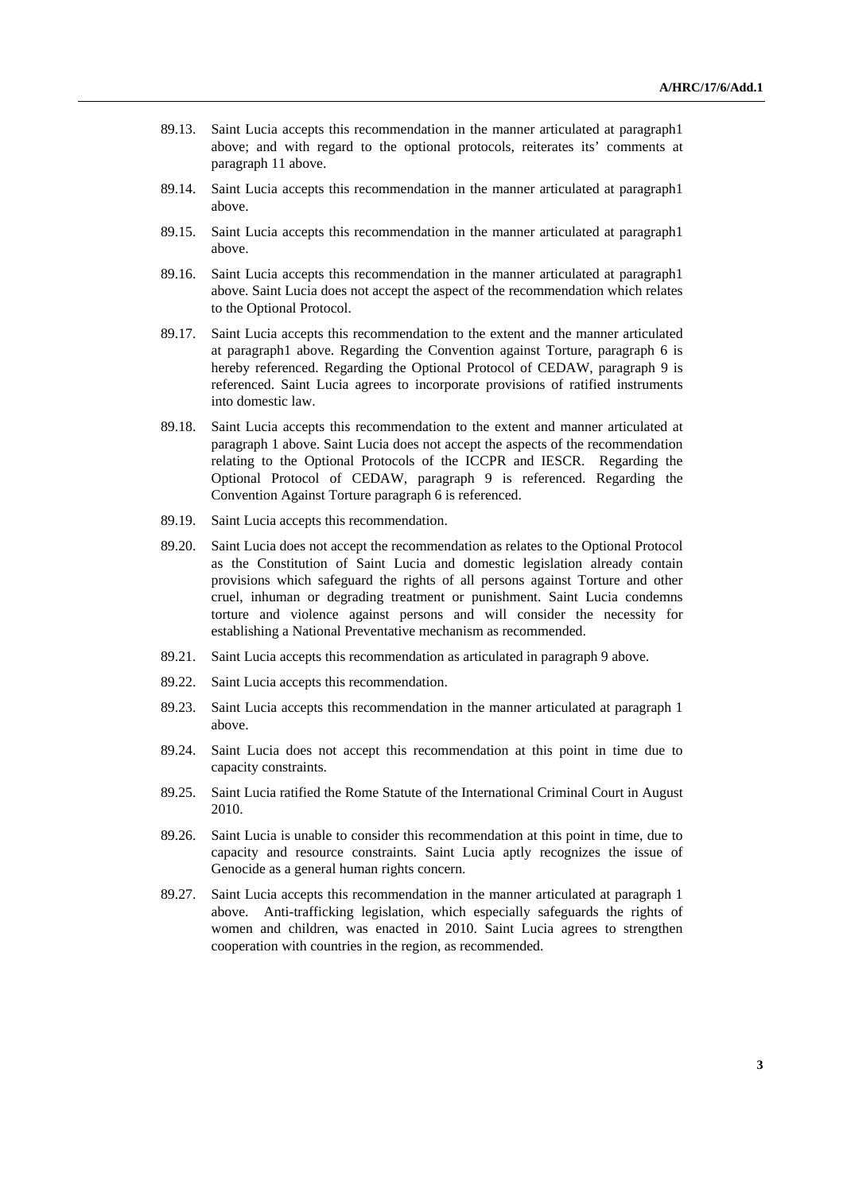89.13. Saint Lucia accepts this recommendation in the manner articulated at paragraph1 above; and with regard to the optional protocols, reiterates its' comments at paragraph 11 above.

89.14. Saint Lucia accepts this recommendation in the manner articulated at paragraph1 above.

89.15. Saint Lucia accepts this recommendation in the manner articulated at paragraph1 above.

89.16. Saint Lucia accepts this recommendation in the manner articulated at paragraph1 above. Saint Lucia does not accept the aspect of the recommendation which relates to the Optional Protocol.

89.17. Saint Lucia accepts this recommendation to the extent and the manner articulated at paragraph1 above. Regarding the Convention against Torture, paragraph 6 is hereby referenced. Regarding the Optional Protocol of CEDAW, paragraph 9 is referenced. Saint Lucia agrees to incorporate provisions of ratified instruments into domestic law.

89.18. Saint Lucia accepts this recommendation to the extent and manner articulated at paragraph 1 above. Saint Lucia does not accept the aspects of the recommendation relating to the Optional Protocols of the ICCPR and IESCR. Regarding the Optional Protocol of CEDAW, paragraph 9 is referenced. Regarding the Convention Against Torture paragraph 6 is referenced.

89.19. Saint Lucia accepts this recommendation.

89.20. Saint Lucia does not accept the recommendation as relates to the Optional Protocol as the Constitution of Saint Lucia and domestic legislation already contain provisions which safeguard the rights of all persons against Torture and other cruel, inhuman or degrading treatment or punishment. Saint Lucia condemns torture and violence against persons and will consider the necessity for establishing a National Preventative mechanism as recommended.

89.21. Saint Lucia accepts this recommendation as articulated in paragraph 9 above.

89.22. Saint Lucia accepts this recommendation.

89.23. Saint Lucia accepts this recommendation in the manner articulated at paragraph 1 above.

89.24. Saint Lucia does not accept this recommendation at this point in time due to capacity constraints.

89.25. Saint Lucia ratified the Rome Statute of the International Criminal Court in August 2010.

89.26. Saint Lucia is unable to consider this recommendation at this point in time, due to capacity and resource constraints. Saint Lucia aptly recognizes the issue of Genocide as a general human rights concern.

89.27. Saint Lucia accepts this recommendation in the manner articulated at paragraph 1 above. Anti-trafficking legislation, which especially safeguards the rights of women and children, was enacted in 2010. Saint Lucia agrees to strengthen cooperation with countries in the region, as recommended.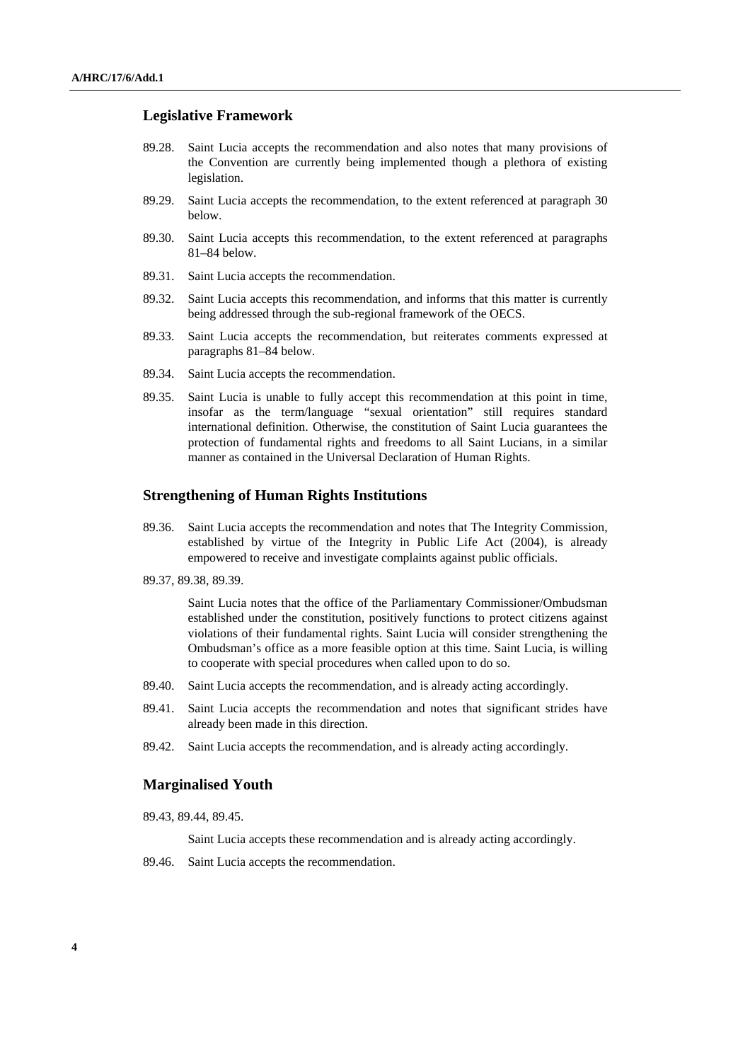## Legislative Framework

89.28. Saint Lucia accepts the recommendation and also notes that many provisions of the Convention are currently being implemented though a plethora of existing legislation.

89.29. Saint Lucia accepts the recommendation, to the extent referenced at paragraph 30 below.

89.30. Saint Lucia accepts this recommendation, to the extent referenced at paragraphs 81–84 below.

89.31. Saint Lucia accepts the recommendation.

89.32. Saint Lucia accepts this recommendation, and informs that this matter is currently being addressed through the sub-regional framework of the OECS.

89.33. Saint Lucia accepts the recommendation, but reiterates comments expressed at paragraphs 81–84 below.

89.34. Saint Lucia accepts the recommendation.

89.35. Saint Lucia is unable to fully accept this recommendation at this point in time, insofar as the term/language "sexual orientation" still requires standard international definition. Otherwise, the constitution of Saint Lucia guarantees the protection of fundamental rights and freedoms to all Saint Lucians, in a similar manner as contained in the Universal Declaration of Human Rights.

## Strengthening of Human Rights Institutions

89.36. Saint Lucia accepts the recommendation and notes that The Integrity Commission, established by virtue of the Integrity in Public Life Act (2004), is already empowered to receive and investigate complaints against public officials.

89.37, 89.38, 89.39.

Saint Lucia notes that the office of the Parliamentary Commissioner/Ombudsman established under the constitution, positively functions to protect citizens against violations of their fundamental rights. Saint Lucia will consider strengthening the Ombudsman's office as a more feasible option at this time. Saint Lucia, is willing to cooperate with special procedures when called upon to do so.

89.40. Saint Lucia accepts the recommendation, and is already acting accordingly.

89.41. Saint Lucia accepts the recommendation and notes that significant strides have already been made in this direction.

89.42. Saint Lucia accepts the recommendation, and is already acting accordingly.

## Marginalised Youth

89.43, 89.44, 89.45.

Saint Lucia accepts these recommendation and is already acting accordingly.

89.46. Saint Lucia accepts the recommendation.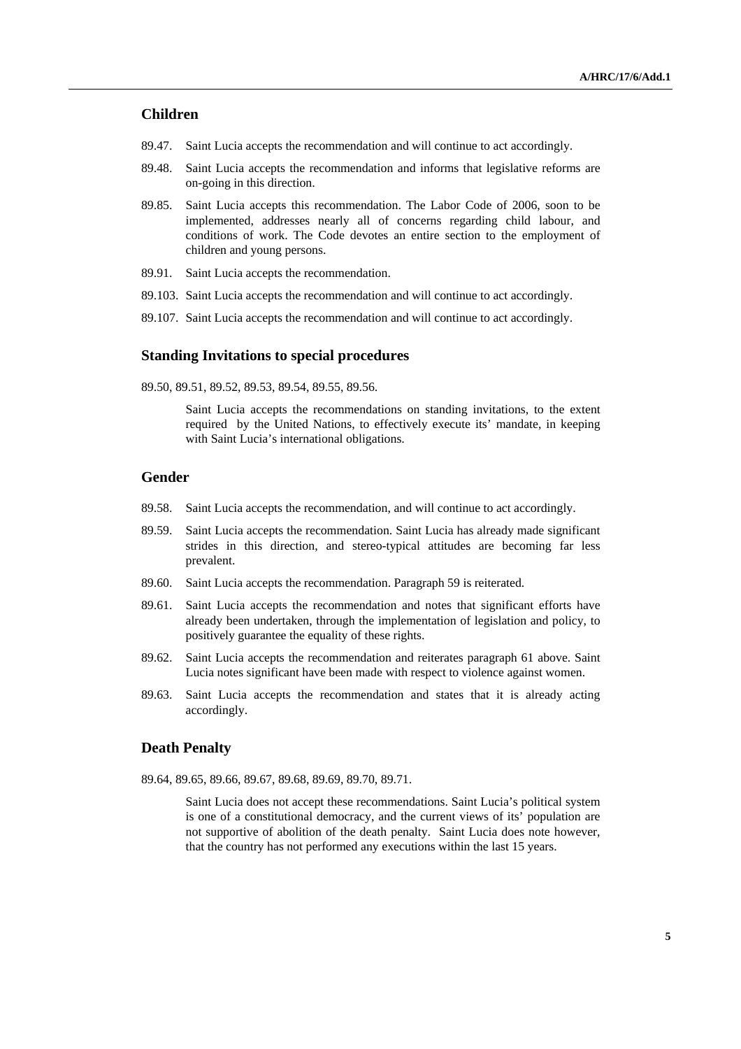## Children

89.47. Saint Lucia accepts the recommendation and will continue to act accordingly.

89.48. Saint Lucia accepts the recommendation and informs that legislative reforms are on-going in this direction.

89.85. Saint Lucia accepts this recommendation. The Labor Code of 2006, soon to be implemented, addresses nearly all of concerns regarding child labour, and conditions of work. The Code devotes an entire section to the employment of children and young persons.

89.91. Saint Lucia accepts the recommendation.

89.103. Saint Lucia accepts the recommendation and will continue to act accordingly.

89.107. Saint Lucia accepts the recommendation and will continue to act accordingly.

## Standing Invitations to special procedures

89.50, 89.51, 89.52, 89.53, 89.54, 89.55, 89.56.

Saint Lucia accepts the recommendations on standing invitations, to the extent required by the United Nations, to effectively execute its' mandate, in keeping with Saint Lucia's international obligations.

## Gender

89.58. Saint Lucia accepts the recommendation, and will continue to act accordingly.

89.59. Saint Lucia accepts the recommendation. Saint Lucia has already made significant strides in this direction, and stereo-typical attitudes are becoming far less prevalent.

89.60. Saint Lucia accepts the recommendation. Paragraph 59 is reiterated.

89.61. Saint Lucia accepts the recommendation and notes that significant efforts have already been undertaken, through the implementation of legislation and policy, to positively guarantee the equality of these rights.

89.62. Saint Lucia accepts the recommendation and reiterates paragraph 61 above. Saint Lucia notes significant have been made with respect to violence against women.

89.63. Saint Lucia accepts the recommendation and states that it is already acting accordingly.

## Death Penalty

89.64, 89.65, 89.66, 89.67, 89.68, 89.69, 89.70, 89.71.

Saint Lucia does not accept these recommendations. Saint Lucia's political system is one of a constitutional democracy, and the current views of its' population are not supportive of abolition of the death penalty. Saint Lucia does note however, that the country has not performed any executions within the last 15 years.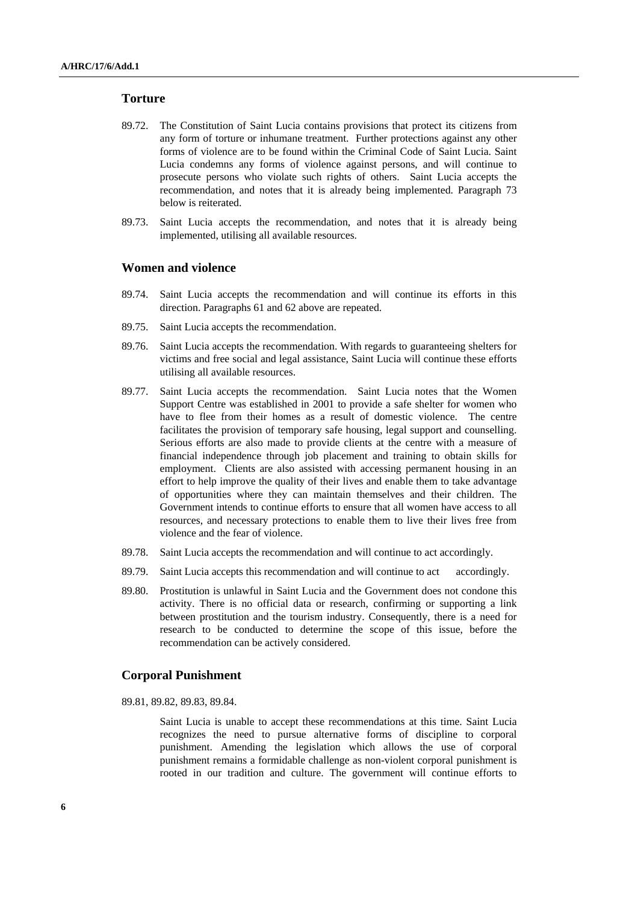## Torture

89.72. The Constitution of Saint Lucia contains provisions that protect its citizens from any form of torture or inhumane treatment. Further protections against any other forms of violence are to be found within the Criminal Code of Saint Lucia. Saint Lucia condemns any forms of violence against persons, and will continue to prosecute persons who violate such rights of others. Saint Lucia accepts the recommendation, and notes that it is already being implemented. Paragraph 73 below is reiterated.

89.73. Saint Lucia accepts the recommendation, and notes that it is already being implemented, utilising all available resources.

## Women and violence

89.74. Saint Lucia accepts the recommendation and will continue its efforts in this direction. Paragraphs 61 and 62 above are repeated.

89.75. Saint Lucia accepts the recommendation.

89.76. Saint Lucia accepts the recommendation. With regards to guaranteeing shelters for victims and free social and legal assistance, Saint Lucia will continue these efforts utilising all available resources.

89.77. Saint Lucia accepts the recommendation. Saint Lucia notes that the Women Support Centre was established in 2001 to provide a safe shelter for women who have to flee from their homes as a result of domestic violence. The centre facilitates the provision of temporary safe housing, legal support and counselling. Serious efforts are also made to provide clients at the centre with a measure of financial independence through job placement and training to obtain skills for employment. Clients are also assisted with accessing permanent housing in an effort to help improve the quality of their lives and enable them to take advantage of opportunities where they can maintain themselves and their children. The Government intends to continue efforts to ensure that all women have access to all resources, and necessary protections to enable them to live their lives free from violence and the fear of violence.

89.78. Saint Lucia accepts the recommendation and will continue to act accordingly.

89.79. Saint Lucia accepts this recommendation and will continue to act accordingly.

89.80. Prostitution is unlawful in Saint Lucia and the Government does not condone this activity. There is no official data or research, confirming or supporting a link between prostitution and the tourism industry. Consequently, there is a need for research to be conducted to determine the scope of this issue, before the recommendation can be actively considered.

## Corporal Punishment

89.81, 89.82, 89.83, 89.84.

Saint Lucia is unable to accept these recommendations at this time. Saint Lucia recognizes the need to pursue alternative forms of discipline to corporal punishment. Amending the legislation which allows the use of corporal punishment remains a formidable challenge as non-violent corporal punishment is rooted in our tradition and culture. The government will continue efforts to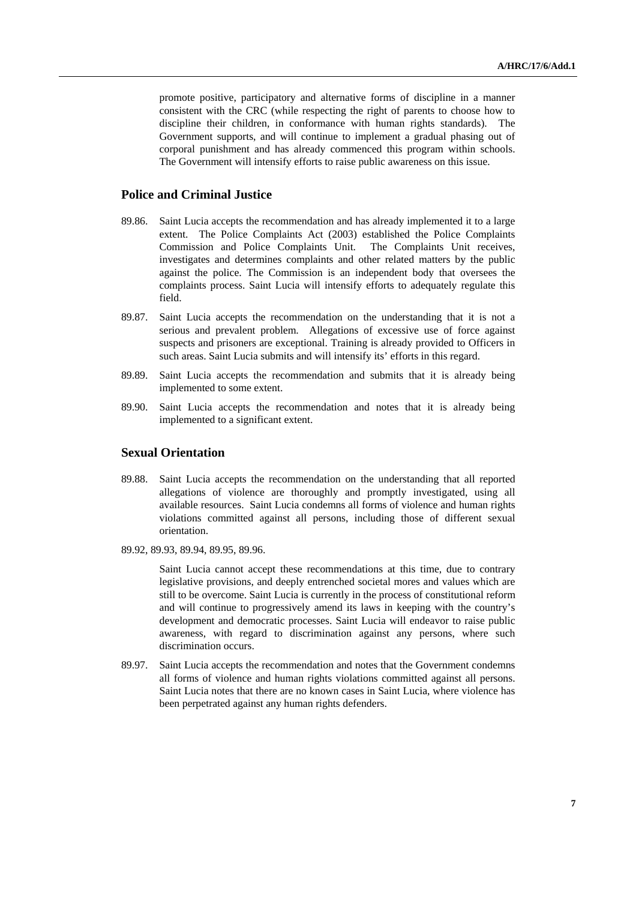promote positive, participatory and alternative forms of discipline in a manner consistent with the CRC (while respecting the right of parents to choose how to discipline their children, in conformance with human rights standards). The Government supports, and will continue to implement a gradual phasing out of corporal punishment and has already commenced this program within schools. The Government will intensify efforts to raise public awareness on this issue.

## Police and Criminal Justice

89.86. Saint Lucia accepts the recommendation and has already implemented it to a large extent. The Police Complaints Act (2003) established the Police Complaints Commission and Police Complaints Unit. The Complaints Unit receives, investigates and determines complaints and other related matters by the public against the police. The Commission is an independent body that oversees the complaints process. Saint Lucia will intensify efforts to adequately regulate this field.

89.87. Saint Lucia accepts the recommendation on the understanding that it is not a serious and prevalent problem. Allegations of excessive use of force against suspects and prisoners are exceptional. Training is already provided to Officers in such areas. Saint Lucia submits and will intensify its' efforts in this regard.

89.89. Saint Lucia accepts the recommendation and submits that it is already being implemented to some extent.

89.90. Saint Lucia accepts the recommendation and notes that it is already being implemented to a significant extent.

## Sexual Orientation

89.88. Saint Lucia accepts the recommendation on the understanding that all reported allegations of violence are thoroughly and promptly investigated, using all available resources. Saint Lucia condemns all forms of violence and human rights violations committed against all persons, including those of different sexual orientation.

89.92, 89.93, 89.94, 89.95, 89.96.

Saint Lucia cannot accept these recommendations at this time, due to contrary legislative provisions, and deeply entrenched societal mores and values which are still to be overcome. Saint Lucia is currently in the process of constitutional reform and will continue to progressively amend its laws in keeping with the country's development and democratic processes. Saint Lucia will endeavor to raise public awareness, with regard to discrimination against any persons, where such discrimination occurs.

89.97. Saint Lucia accepts the recommendation and notes that the Government condemns all forms of violence and human rights violations committed against all persons. Saint Lucia notes that there are no known cases in Saint Lucia, where violence has been perpetrated against any human rights defenders.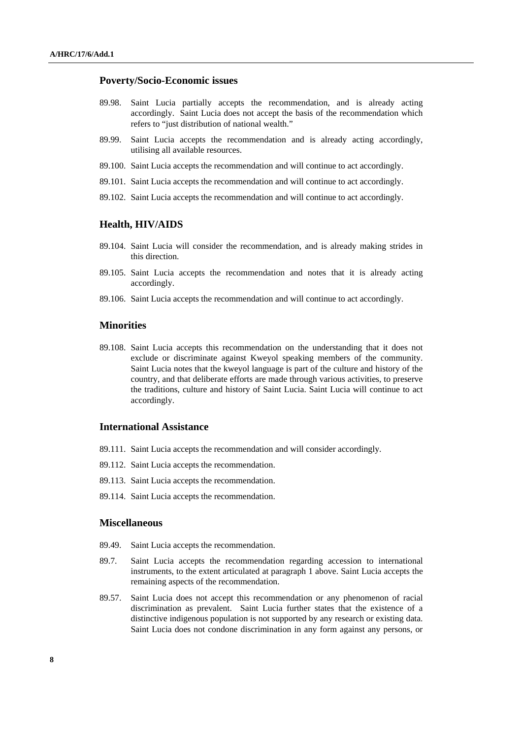## Poverty/Socio-Economic issues

89.98. Saint Lucia partially accepts the recommendation, and is already acting accordingly. Saint Lucia does not accept the basis of the recommendation which refers to "just distribution of national wealth."

89.99. Saint Lucia accepts the recommendation and is already acting accordingly, utilising all available resources.

89.100. Saint Lucia accepts the recommendation and will continue to act accordingly.

89.101. Saint Lucia accepts the recommendation and will continue to act accordingly.

89.102. Saint Lucia accepts the recommendation and will continue to act accordingly.

## Health, HIV/AIDS

89.104. Saint Lucia will consider the recommendation, and is already making strides in this direction.

89.105. Saint Lucia accepts the recommendation and notes that it is already acting accordingly.

89.106. Saint Lucia accepts the recommendation and will continue to act accordingly.

## Minorities

89.108. Saint Lucia accepts this recommendation on the understanding that it does not exclude or discriminate against Kweyol speaking members of the community. Saint Lucia notes that the kweyol language is part of the culture and history of the country, and that deliberate efforts are made through various activities, to preserve the traditions, culture and history of Saint Lucia. Saint Lucia will continue to act accordingly.

## International Assistance

89.111. Saint Lucia accepts the recommendation and will consider accordingly.

89.112. Saint Lucia accepts the recommendation.

89.113. Saint Lucia accepts the recommendation.

89.114. Saint Lucia accepts the recommendation.

## Miscellaneous

89.49. Saint Lucia accepts the recommendation.

89.7. Saint Lucia accepts the recommendation regarding accession to international instruments, to the extent articulated at paragraph 1 above. Saint Lucia accepts the remaining aspects of the recommendation.

89.57. Saint Lucia does not accept this recommendation or any phenomenon of racial discrimination as prevalent. Saint Lucia further states that the existence of a distinctive indigenous population is not supported by any research or existing data. Saint Lucia does not condone discrimination in any form against any persons, or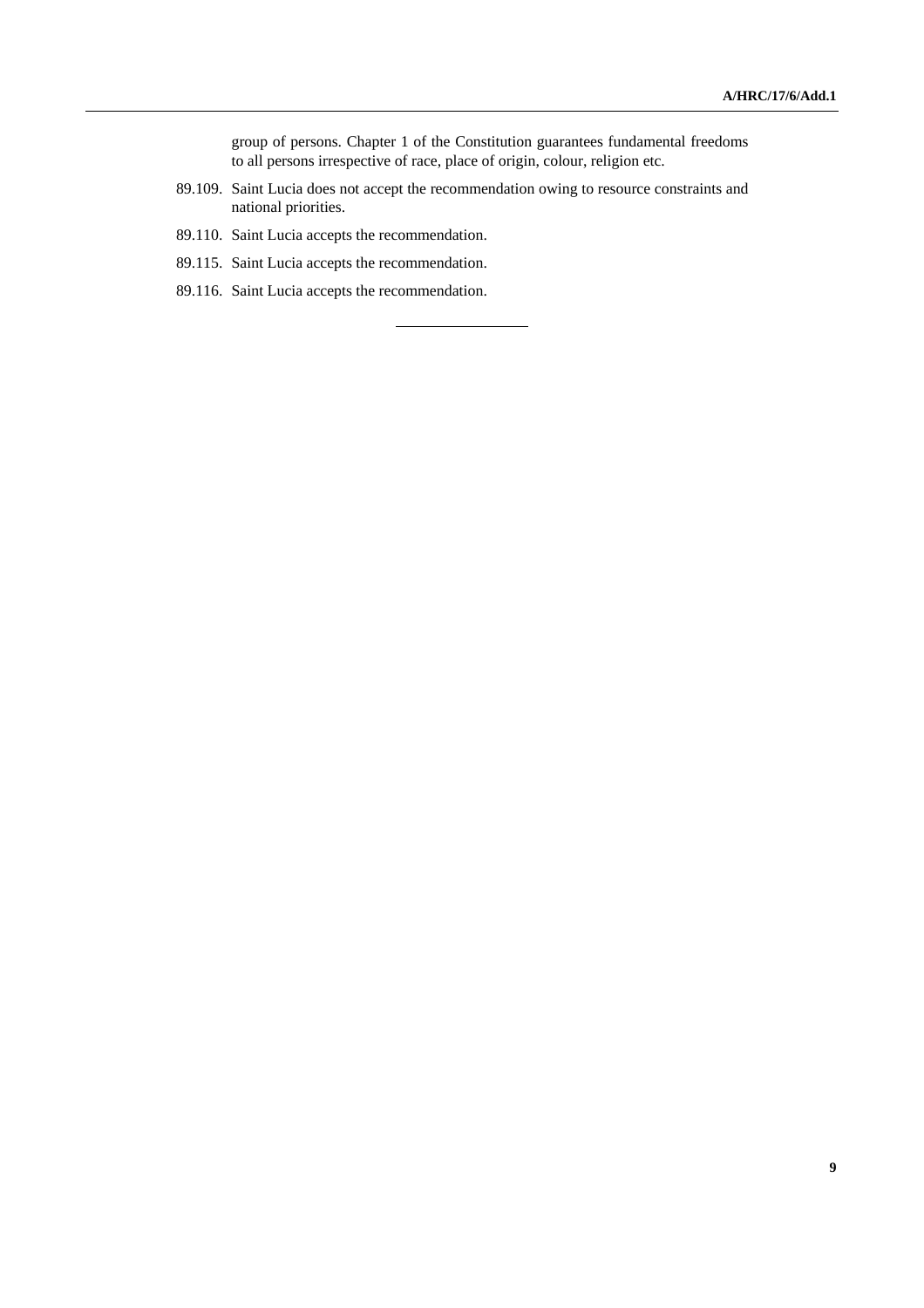group of persons. Chapter 1 of the Constitution guarantees fundamental freedoms to all persons irrespective of race, place of origin, colour, religion etc.

89.109. Saint Lucia does not accept the recommendation owing to resource constraints and national priorities.

89.110. Saint Lucia accepts the recommendation.

89.115. Saint Lucia accepts the recommendation.

89.116. Saint Lucia accepts the recommendation.